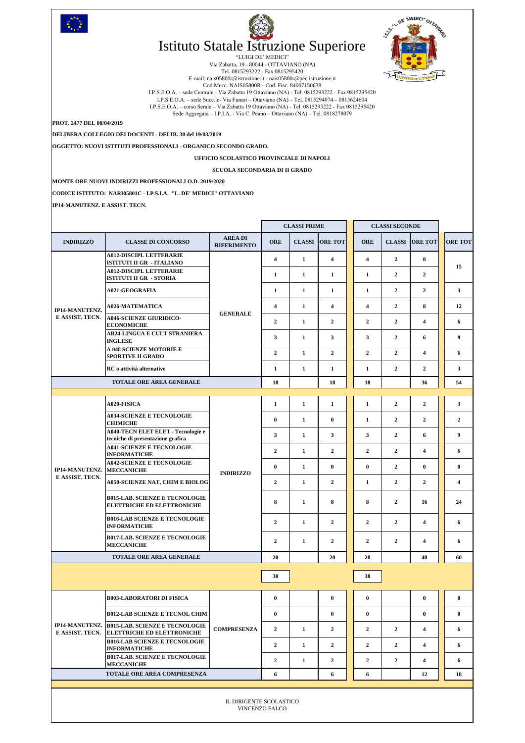# Istituto Statale Istruzione Superiore

"LUIGI DE' MEDICI"
Via Zabatta, 19 - 80044 - OTTAVIANO (NA)
Tel. 0815293222 - Fax 0815295420
E-mail: nais05800r@istruzione.it - nais05800r@pec.istruzione.it
Cod.Mecc. NAIS05800R - Cod. Fisc. 84007150638
I.P.S.E.O.A. – sede Centrale - Via Zabatta 19 Ottaviano (NA) - Tel. 0815293222 - Fax 0815295420
I.P.S.E.O.A. – sede Succ.le- Via Funari – Ottaviano (NA) – Tel. 0815294074 – 0813624604
I.P.S.E.O.A. – corso Serale – Via Zabatta 19 Ottaviano (NA) - Tel. 0815293222 - Fax 0815295420
Sede Aggregata – I.P.I.A. - Via C. Peano – Ottaviano (NA) – Tel. 0818278079

**PROT. 2477 DEL 08/04/2019**

**DELIBERA COLLEGIO DEI DOCENTI - DELIB. 30 del 19/03/2019**

**OGGETTO: NUOVI ISTITUTI PROFESSIONALI - ORGANICO SECONDO GRADO.**

**UFFICIO SCOLASTICO PROVINCIALE DI NAPOLI**

**SCUOLA SECONDARIA DI II GRADO**

**MONTE ORE NUOVI INDIRIZZI PROFESSIONALI O.D. 2019/2020**

**CODICE ISTITUTO: NARI05801C - I.P.S.I.A. "L. DE' MEDICI" OTTAVIANO**

**IP14-MANUTENZ. E ASSIST. TECN.**

| | | | CLASSI PRIME | | | CLASSI SECONDE | | | |
|---|---|---|---|---|---|---|---|---|---|
| **INDIRIZZO** | **CLASSE DI CONCORSO** | **AREA DI RIFERIMENTO** | **ORE** | **CLASSI** | **ORE TOT** | **ORE** | **CLASSI** | **ORE TOT** | **ORE TOT** |
| IP14-MANUTENZ. E ASSIST. TECN. | A012-DISCIPL LETTERARIE ISTITUTI II GR - ITALIANO | GENERALE | 4 | 1 | 4 | 4 | 2 | 8 | 15 |
| | A012-DISCIPL LETTERARIE ISTITUTI II GR - STORIA | | 1 | 1 | 1 | 1 | 2 | 2 | |
| | A021-GEOGRAFIA | | 1 | 1 | 1 | 1 | 2 | 2 | 3 |
| | A026-MATEMATICA | | 4 | 1 | 4 | 4 | 2 | 8 | 12 |
| | A046-SCIENZE GIURIDICO-ECONOMICHE | | 2 | 1 | 2 | 2 | 2 | 4 | 6 |
| | AB24-LINGUA E CULT STRANIERA INGLESE | | 3 | 1 | 3 | 3 | 2 | 6 | 9 |
| | A 048 SCIENZE MOTORIE E SPORTIVE II GRADO | | 2 | 1 | 2 | 2 | 2 | 4 | 6 |
| | RC o attività alternative | | 1 | 1 | 1 | 1 | 2 | 2 | 3 |
| **TOTALE ORE AREA GENERALE** | | | 18 | | 18 | 18 | | 36 | 54 |
| IP14-MANUTENZ. E ASSIST. TECN. | A020-FISICA | INDIRIZZO | 1 | 1 | 1 | 1 | 2 | 2 | 3 |
| | A034-SCIENZE E TECNOLOGIE CHIMICHE | | 0 | 1 | 0 | 1 | 2 | 2 | 2 |
| | A040-TECN ELET ELET - Tecnologie e tecniche di presentazione grafica | | 3 | 1 | 3 | 3 | 2 | 6 | 9 |
| | A041-SCIENZE E TECNOLOGIE INFORMATICHE | | 2 | 1 | 2 | 2 | 2 | 4 | 6 |
| | A042-SCIENZE E TECNOLOGIE MECCANICHE | | 0 | 1 | 0 | 0 | 2 | 0 | 0 |
| | A050-SCIENZE NAT, CHIM E BIOLOG | | 2 | 1 | 2 | 1 | 2 | 2 | 4 |
| | B015-LAB. SCIENZE E TECNOLOGIE ELETTRICHE ED ELETTRONICHE | | 8 | 1 | 8 | 8 | 2 | 16 | 24 |
| | B016-LAB SCIENZE E TECNOLOGIE INFORMATICHE | | 2 | 1 | 2 | 2 | 2 | 4 | 6 |
| | B017-LAB. SCIENZE E TECNOLOGIE MECCANICHE | | 2 | 1 | 2 | 2 | 2 | 4 | 6 |
| **TOTALE ORE AREA GENERALE** | | | 20 | | 20 | 20 | | 40 | 60 |
| | | | 38 | | | 38 | | | |
| IP14-MANUTENZ. E ASSIST. TECN. | B003-LABORATORI DI FISICA | COMPRESENZA | 0 | | 0 | 0 | | 0 | 0 |
| | B012-LAB SCIENZE E TECNOL CHIM | | 0 | | 0 | 0 | | 0 | 0 |
| | B015-LAB. SCIENZE E TECNOLOGIE ELETTRICHE ED ELETTRONICHE | | 2 | 1 | 2 | 2 | 2 | 4 | 6 |
| | B016-LAB SCIENZE E TECNOLOGIE INFORMATICHE | | 2 | 1 | 2 | 2 | 2 | 4 | 6 |
| | B017-LAB. SCIENZE E TECNOLOGIE MECCANICHE | | 2 | 1 | 2 | 2 | 2 | 4 | 6 |
| **TOTALE ORE AREA COMPRESENZA** | | | 6 | | 6 | 6 | | 12 | 18 |

IL DIRIGENTE SCOLASTICO
VINCENZO FALCO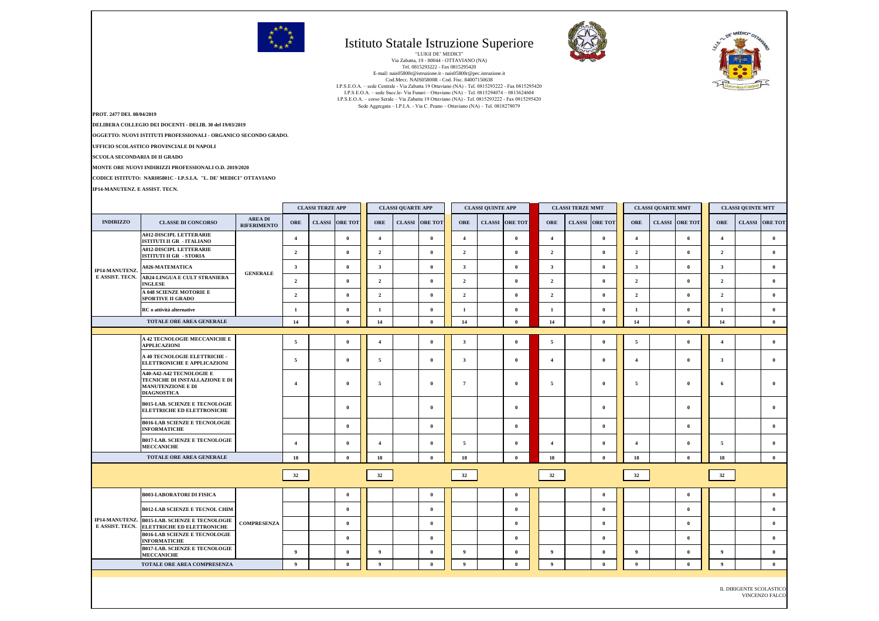# Istituto Statale Istruzione Superiore

"LUIGI DE' MEDICI"
Via Zabatta, 19 - 80044 - OTTAVIANO (NA)
Tel. 0815293222 - Fax 0815295420
E-mail: nais05800r@istruzione.it - nais05800r@pec.istruzione.it
Cod.Mecc. NAIS05800R - Cod. Fisc. 84007150638
I.P.S.E.O.A. – sede Centrale - Via Zabatta 19 Ottaviano (NA) - Tel. 0815293222 - Fax 0815295420
I.P.S.E.O.A. – sede Succ.le- Via Funari – Ottaviano (NA) – Tel. 0815294074 – 0813624604
I.P.S.E.O.A. – corso Serale – Via Zabatta 19 Ottaviano (NA) - Tel. 0815293222 - Fax 0815295420
Sede Aggregata – I.P.I.A. - Via C. Peano – Ottaviano (NA) – Tel. 0818278079

**PROT. 2477 DEL 08/04/2019**

**DELIBERA COLLEGIO DEI DOCENTI - DELIB. 30 del 19/03/2019**

**OGGETTO: NUOVI ISTITUTI PROFESSIONALI - ORGANICO SECONDO GRADO.**

**UFFICIO SCOLASTICO PROVINCIALE DI NAPOLI**

**SCUOLA SECONDARIA DI II GRADO**

**MONTE ORE NUOVI INDIRIZZI PROFESSIONALI O.D. 2019/2020**

**CODICE ISTITUTO: NARI05801C - I.P.S.I.A. "L. DE' MEDICI" OTTAVIANO**

**IP14-MANUTENZ. E ASSIST. TECN.**

| | | | CLASSI TERZE APP | | | CLASSI QUARTE APP | | | CLASSI QUINTE APP | | | CLASSI TERZE MMT | | | CLASSI QUARTE MMT | | | CLASSI QUINTE MTT | | |
|---|---|---|---|---|---|---|---|---|---|---|---|---|---|---|---|---|---|---|---|---|
| INDIRIZZO | CLASSE DI CONCORSO | AREA DI RIFERIMENTO | ORE | CLASSI | ORE TOT | ORE | CLASSI | ORE TOT | ORE | CLASSI | ORE TOT | ORE | CLASSI | ORE TOT | ORE | CLASSI | ORE TOT | ORE | CLASSI | ORE TOT |
| IP14-MANUTENZ. E ASSIST. TECN. | A012-DISCIPL LETTERARIE ISTITUTI II GR - ITALIANO | GENERALE | 4 | | 0 | 4 | | 0 | 4 | | 0 | 4 | | 0 | 4 | | 0 | 4 | | 0 |
| | A012-DISCIPL LETTERARIE ISTITUTI II GR - STORIA | | 2 | | 0 | 2 | | 0 | 2 | | 0 | 2 | | 0 | 2 | | 0 | 2 | | 0 |
| | A026-MATEMATICA | | 3 | | 0 | 3 | | 0 | 3 | | 0 | 3 | | 0 | 3 | | 0 | 3 | | 0 |
| | AB24-LINGUA E CULT STRANIERA INGLESE | | 2 | | 0 | 2 | | 0 | 2 | | 0 | 2 | | 0 | 2 | | 0 | 2 | | 0 |
| | A 048 SCIENZE MOTORIE E SPORTIVE II GRADO | | 2 | | 0 | 2 | | 0 | 2 | | 0 | 2 | | 0 | 2 | | 0 | 2 | | 0 |
| | RC o attività alternative | | 1 | | 0 | 1 | | 0 | 1 | | 0 | 1 | | 0 | 1 | | 0 | 1 | | 0 |
| TOTALE ORE AREA GENERALE | | | 14 | | 0 | 14 | | 0 | 14 | | 0 | 14 | | 0 | 14 | | 0 | 14 | | 0 |
| | A 42 TECNOLOGIE MECCANICHE E APPLICAZIONI | | 5 | | 0 | 4 | | 0 | 3 | | 0 | 5 | | 0 | 5 | | 0 | 4 | | 0 |
| | A 40 TECNOLOGIE ELETTRICHE - ELETTRONICHE E APPLICAZIONI | | 5 | | 0 | 5 | | 0 | 3 | | 0 | 4 | | 0 | 4 | | 0 | 3 | | 0 |
| | A40-A42-A42 TECNOLOGIE E TECNICHE DI INSTALLAZIONE E DI MANUTENZIONE E DI DIAGNOSTICA | | 4 | | 0 | 5 | | 0 | 7 | | 0 | 5 | | 0 | 5 | | 0 | 6 | | 0 |
| | B015-LAB. SCIENZE E TECNOLOGIE ELETTRICHE ED ELETTRONICHE | | | | 0 | | | 0 | | | 0 | | | 0 | | | 0 | | | 0 |
| | B016-LAB SCIENZE E TECNOLOGIE INFORMATICHE | | | | 0 | | | 0 | | | 0 | | | 0 | | | 0 | | | 0 |
| | B017-LAB. SCIENZE E TECNOLOGIE MECCANICHE | | 4 | | 0 | 4 | | 0 | 5 | | 0 | 4 | | 0 | 4 | | 0 | 5 | | 0 |
| TOTALE ORE AREA GENERALE | | | 18 | | 0 | 18 | | 0 | 18 | | 0 | 18 | | 0 | 18 | | 0 | 18 | | 0 |
| | | | 32 | | | 32 | | | 32 | | | 32 | | | 32 | | | 32 | | |
| IP14-MANUTENZ. E ASSIST. TECN. | B003-LABORATORI DI FISICA | COMPRESENZA | | | 0 | | | 0 | | | 0 | | | 0 | | | 0 | | | 0 |
| | B012-LAB SCIENZE E TECNOL CHIM | | | | 0 | | | 0 | | | 0 | | | 0 | | | 0 | | | 0 |
| | B015-LAB. SCIENZE E TECNOLOGIE ELETTRICHE ED ELETTRONICHE | | | | 0 | | | 0 | | | 0 | | | 0 | | | 0 | | | 0 |
| | B016-LAB SCIENZE E TECNOLOGIE INFORMATICHE | | | | 0 | | | 0 | | | 0 | | | 0 | | | 0 | | | 0 |
| | B017-LAB. SCIENZE E TECNOLOGIE MECCANICHE | | 9 | | 0 | 9 | | 0 | 9 | | 0 | 9 | | 0 | 9 | | 0 | 9 | | 0 |
| TOTALE ORE AREA COMPRESENZA | | | 9 | | 0 | 9 | | 0 | 9 | | 0 | 9 | | 0 | 9 | | 0 | 9 | | 0 |

IL DIRIGENTE SCOLASTICO
VINCENZO FALCO